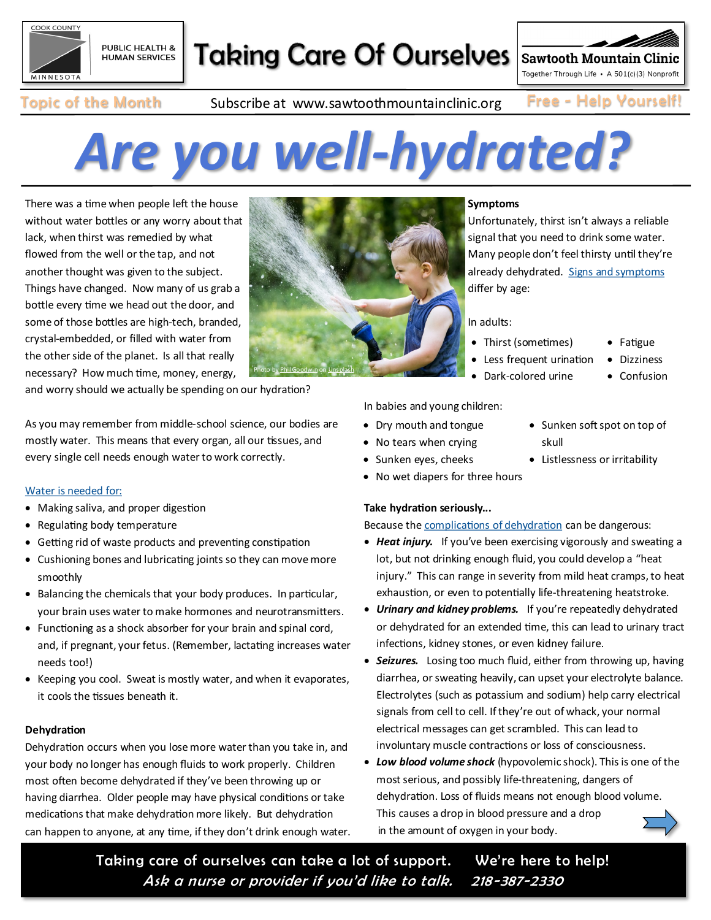COOK COUNTY PUBLIC HEALTH & HUMAN SERVICES MINNESOTA

# Taking Care Of Ourselves

**Sawtooth Mountain Clinic**
Together Through Life • A 501(c)(3) Nonprofit

Topic of the Month | Subscribe at www.sawtoothmountainclinic.org | Free - Help Yourself!

# Are you well-hydrated?

There was a time when people left the house without water bottles or any worry about that lack, when thirst was remedied by what flowed from the well or the tap, and not another thought was given to the subject. Things have changed. Now many of us grab a bottle every time we head out the door, and some of those bottles are high-tech, branded, crystal-embedded, or filled with water from the other side of the planet. Is all that really necessary? How much time, money, energy, and worry should we actually be spending on our hydration?

Photo by Phil Goodwin on Unsplash

As you may remember from middle-school science, our bodies are mostly water. This means that every organ, all our tissues, and every single cell needs enough water to work correctly.

Water is needed for:

- Making saliva, and proper digestion
- Regulating body temperature
- Getting rid of waste products and preventing constipation
- Cushioning bones and lubricating joints so they can move more smoothly
- Balancing the chemicals that your body produces. In particular, your brain uses water to make hormones and neurotransmitters.
- Functioning as a shock absorber for your brain and spinal cord, and, if pregnant, your fetus. (Remember, lactating increases water needs too!)
- Keeping you cool. Sweat is mostly water, and when it evaporates, it cools the tissues beneath it.

**Dehydration**

Dehydration occurs when you lose more water than you take in, and your body no longer has enough fluids to work properly. Children most often become dehydrated if they've been throwing up or having diarrhea. Older people may have physical conditions or take medications that make dehydration more likely. But dehydration can happen to anyone, at any time, if they don't drink enough water.

**Symptoms**

Unfortunately, thirst isn't always a reliable signal that you need to drink some water. Many people don't feel thirsty until they're already dehydrated. Signs and symptoms differ by age:

In adults:

- Thirst (sometimes)
- Less frequent urination
- Dark-colored urine
- Fatigue
- Dizziness
- Confusion

In babies and young children:

- Dry mouth and tongue
- No tears when crying
- Sunken eyes, cheeks
- No wet diapers for three hours
- Sunken soft spot on top of skull
- Listlessness or irritability

**Take hydration seriously...**

Because the complications of dehydration can be dangerous:

- ***Heat injury.*** If you've been exercising vigorously and sweating a lot, but not drinking enough fluid, you could develop a "heat injury." This can range in severity from mild heat cramps, to heat exhaustion, or even to potentially life-threatening heatstroke.
- ***Urinary and kidney problems.*** If you're repeatedly dehydrated or dehydrated for an extended time, this can lead to urinary tract infections, kidney stones, or even kidney failure.
- ***Seizures.*** Losing too much fluid, either from throwing up, having diarrhea, or sweating heavily, can upset your electrolyte balance. Electrolytes (such as potassium and sodium) help carry electrical signals from cell to cell. If they're out of whack, your normal electrical messages can get scrambled. This can lead to involuntary muscle contractions or loss of consciousness.
- ***Low blood volume shock*** (hypovolemic shock). This is one of the most serious, and possibly life-threatening, dangers of dehydration. Loss of fluids means not enough blood volume. This causes a drop in blood pressure and a drop in the amount of oxygen in your body.

Taking care of ourselves can take a lot of support. We're here to help!
*Ask a nurse or provider if you'd like to talk. 218-387-2330*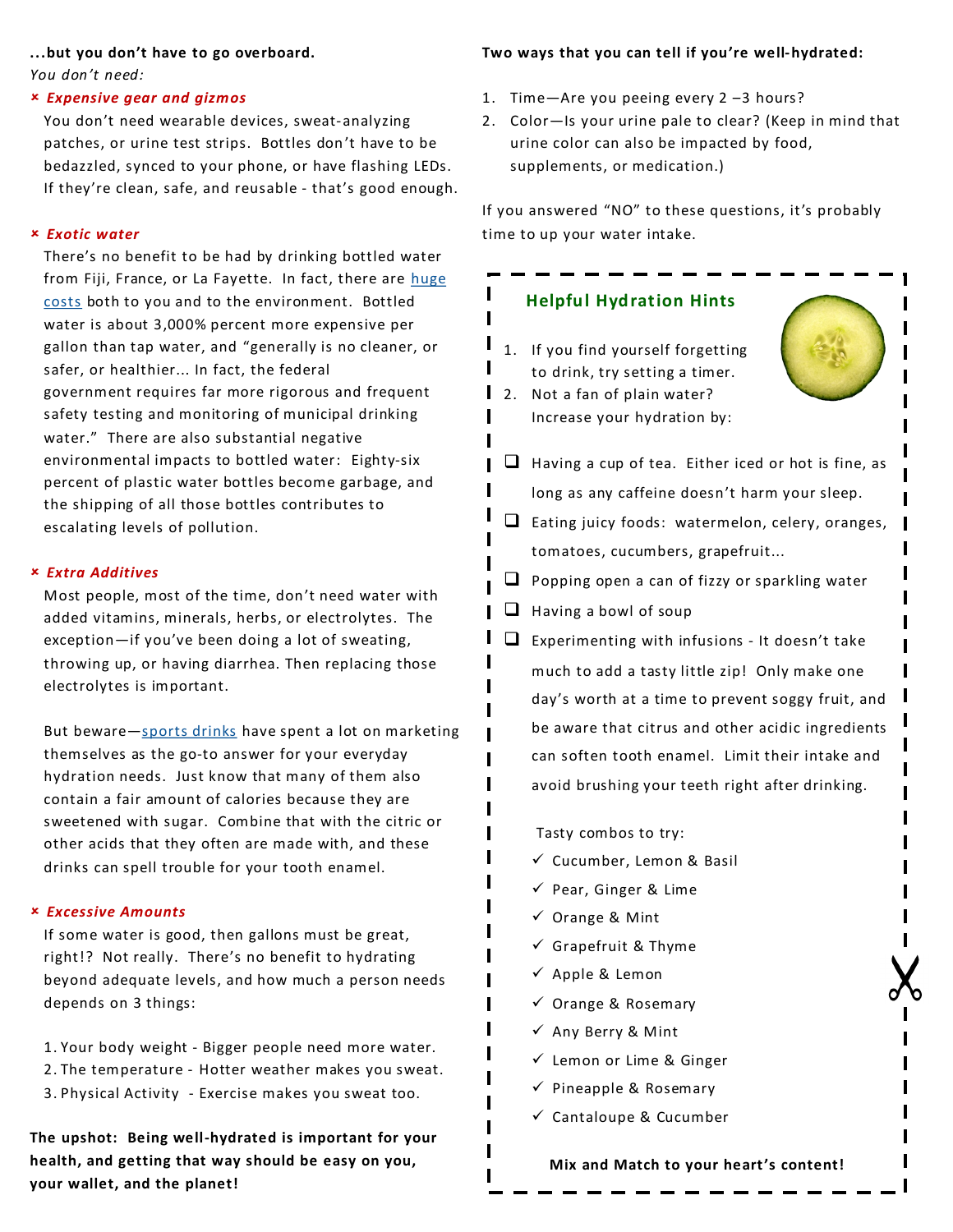**...but you don't have to go overboard.**

*You don't need:*

- ***Expensive gear and gizmos***

  You don't need wearable devices, sweat-analyzing patches, or urine test strips. Bottles don't have to be bedazzled, synced to your phone, or have flashing LEDs. If they're clean, safe, and reusable - that's good enough.

- ***Exotic water***

  There's no benefit to be had by drinking bottled water from Fiji, France, or La Fayette. In fact, there are huge costs both to you and to the environment. Bottled water is about 3,000% percent more expensive per gallon than tap water, and "generally is no cleaner, or safer, or healthier... In fact, the federal government requires far more rigorous and frequent safety testing and monitoring of municipal drinking water." There are also substantial negative environmental impacts to bottled water: Eighty-six percent of plastic water bottles become garbage, and the shipping of all those bottles contributes to escalating levels of pollution.

- ***Extra Additives***

  Most people, most of the time, don't need water with added vitamins, minerals, herbs, or electrolytes. The exception—if you've been doing a lot of sweating, throwing up, or having diarrhea. Then replacing those electrolytes is important.

  But beware—sports drinks have spent a lot on marketing themselves as the go-to answer for your everyday hydration needs. Just know that many of them also contain a fair amount of calories because they are sweetened with sugar. Combine that with the citric or other acids that they often are made with, and these drinks can spell trouble for your tooth enamel.

- ***Excessive Amounts***

  If some water is good, then gallons must be great, right!? Not really. There's no benefit to hydrating beyond adequate levels, and how much a person needs depends on 3 things:

  1. Your body weight - Bigger people need more water.
  2. The temperature - Hotter weather makes you sweat.
  3. Physical Activity - Exercise makes you sweat too.

**The upshot: Being well-hydrated is important for your health, and getting that way should be easy on you, your wallet, and the planet!**

**Two ways that you can tell if you're well-hydrated:**

1. Time—Are you peeing every 2 –3 hours?
2. Color—Is your urine pale to clear? (Keep in mind that urine color can also be impacted by food, supplements, or medication.)

If you answered "NO" to these questions, it's probably time to up your water intake.

## Helpful Hydration Hints

1. If you find yourself forgetting to drink, try setting a timer.
2. Not a fan of plain water? Increase your hydration by:

- [ ] Having a cup of tea. Either iced or hot is fine, as long as any caffeine doesn't harm your sleep.
- [ ] Eating juicy foods: watermelon, celery, oranges, tomatoes, cucumbers, grapefruit...
- [ ] Popping open a can of fizzy or sparkling water
- [ ] Having a bowl of soup
- [ ] Experimenting with infusions - It doesn't take much to add a tasty little zip! Only make one day's worth at a time to prevent soggy fruit, and be aware that citrus and other acidic ingredients can soften tooth enamel. Limit their intake and avoid brushing your teeth right after drinking.

Tasty combos to try:

- ✓ Cucumber, Lemon & Basil
- ✓ Pear, Ginger & Lime
- ✓ Orange & Mint
- ✓ Grapefruit & Thyme
- ✓ Apple & Lemon
- ✓ Orange & Rosemary
- ✓ Any Berry & Mint
- ✓ Lemon or Lime & Ginger
- ✓ Pineapple & Rosemary
- ✓ Cantaloupe & Cucumber

**Mix and Match to your heart's content!**